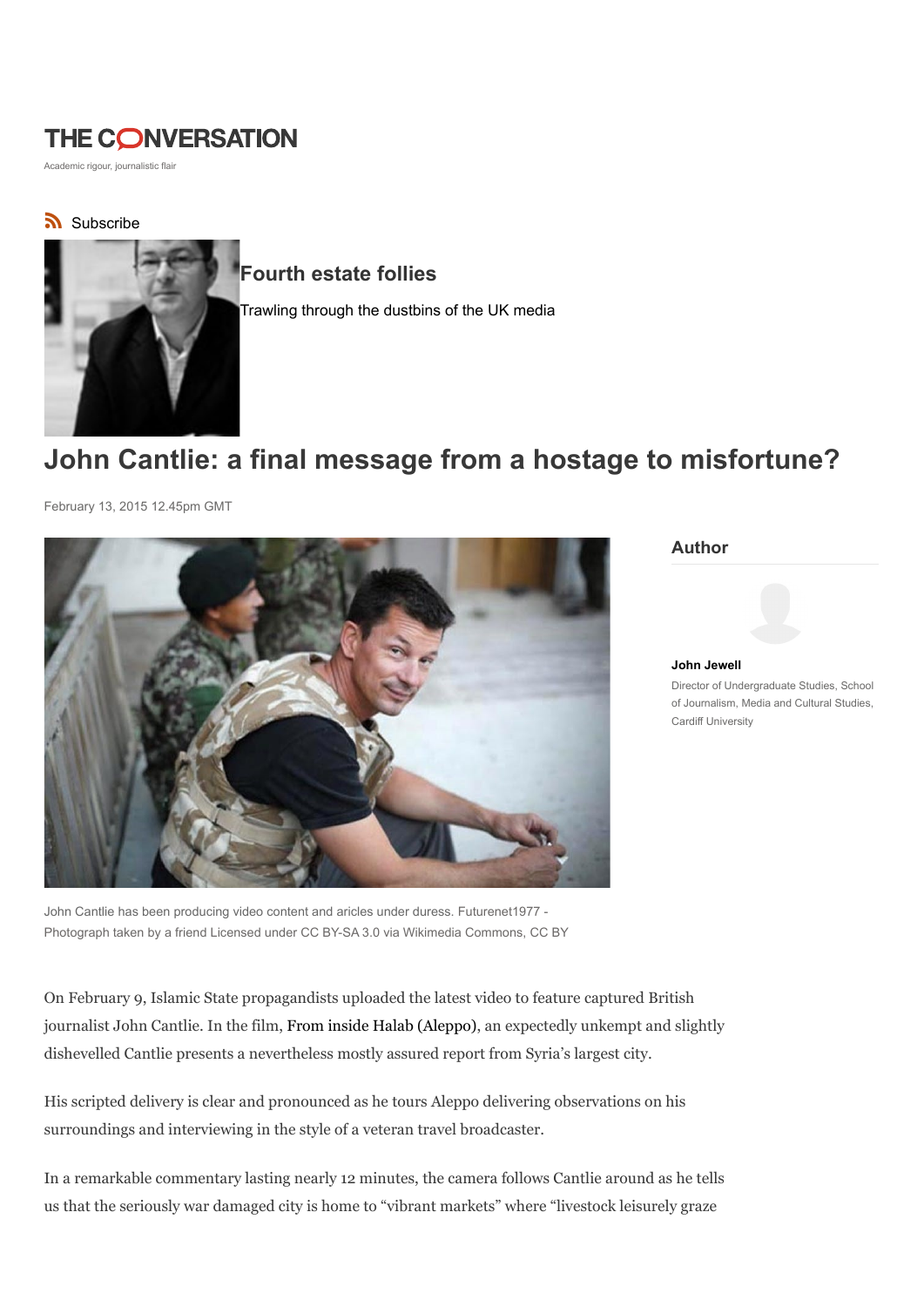# THE CONVERSATION

Academic rigour, journalistic flair

Subscribe

## Fourth estate follies

Trawling through the dustbins of the UK media

# John Cantlie: a final message from a hostage to misfortune?

February 13, 2015 12.45pm GMT

John Cantlie has been producing video content and aricles under duress. Futurenet1977 - Photograph taken by a friend Licensed under CC BY-SA 3.0 via Wikimedia Commons, CC BY

**Author**

**John Jewell**
Director of Undergraduate Studies, School of Journalism, Media and Cultural Studies, Cardiff University

On February 9, Islamic State propagandists uploaded the latest video to feature captured British journalist John Cantlie. In the film, From inside Halab (Aleppo), an expectedly unkempt and slightly dishevelled Cantlie presents a nevertheless mostly assured report from Syria's largest city.

His scripted delivery is clear and pronounced as he tours Aleppo delivering observations on his surroundings and interviewing in the style of a veteran travel broadcaster.

In a remarkable commentary lasting nearly 12 minutes, the camera follows Cantlie around as he tells us that the seriously war damaged city is home to "vibrant markets" where "livestock leisurely graze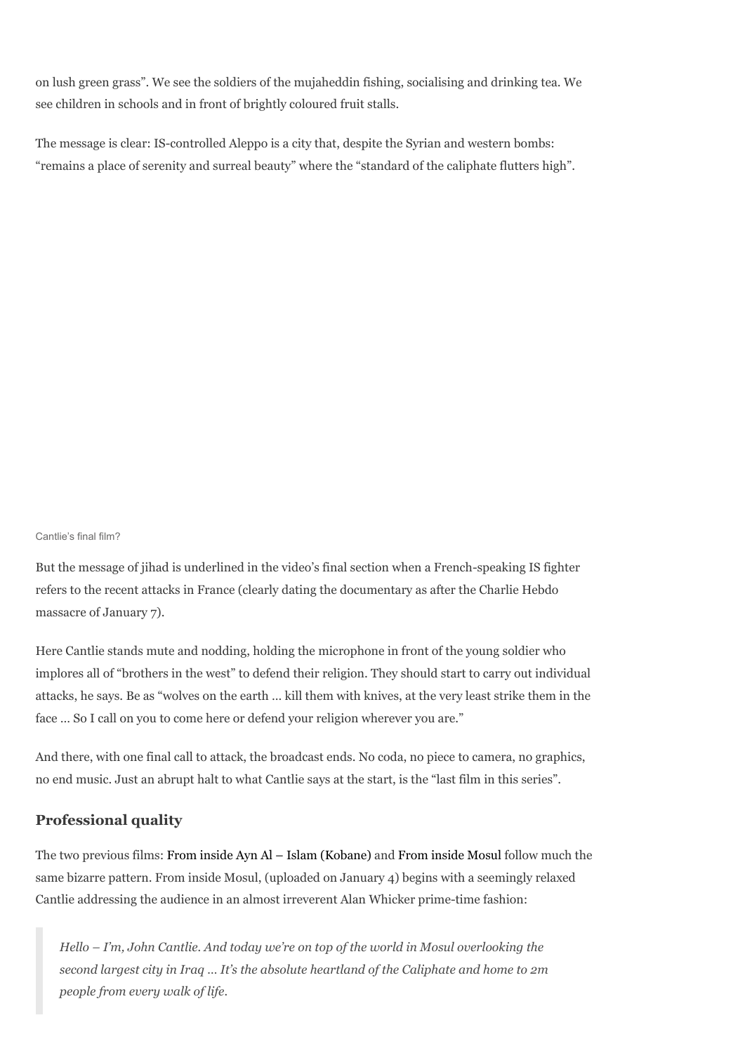on lush green grass". We see the soldiers of the mujaheddin fishing, socialising and drinking tea. We see children in schools and in front of brightly coloured fruit stalls.

The message is clear: IS-controlled Aleppo is a city that, despite the Syrian and western bombs: "remains a place of serenity and surreal beauty" where the "standard of the caliphate flutters high".

Cantlie's final film?

But the message of jihad is underlined in the video's final section when a French-speaking IS fighter refers to the recent attacks in France (clearly dating the documentary as after the Charlie Hebdo massacre of January 7).

Here Cantlie stands mute and nodding, holding the microphone in front of the young soldier who implores all of "brothers in the west" to defend their religion. They should start to carry out individual attacks, he says. Be as "wolves on the earth … kill them with knives, at the very least strike them in the face … So I call on you to come here or defend your religion wherever you are."

And there, with one final call to attack, the broadcast ends. No coda, no piece to camera, no graphics, no end music. Just an abrupt halt to what Cantlie says at the start, is the "last film in this series".

### Professional quality

The two previous films: From inside Ayn Al – Islam (Kobane) and From inside Mosul follow much the same bizarre pattern. From inside Mosul, (uploaded on January 4) begins with a seemingly relaxed Cantlie addressing the audience in an almost irreverent Alan Whicker prime-time fashion:

> *Hello – I'm, John Cantlie. And today we're on top of the world in Mosul overlooking the second largest city in Iraq … It's the absolute heartland of the Caliphate and home to 2m people from every walk of life.*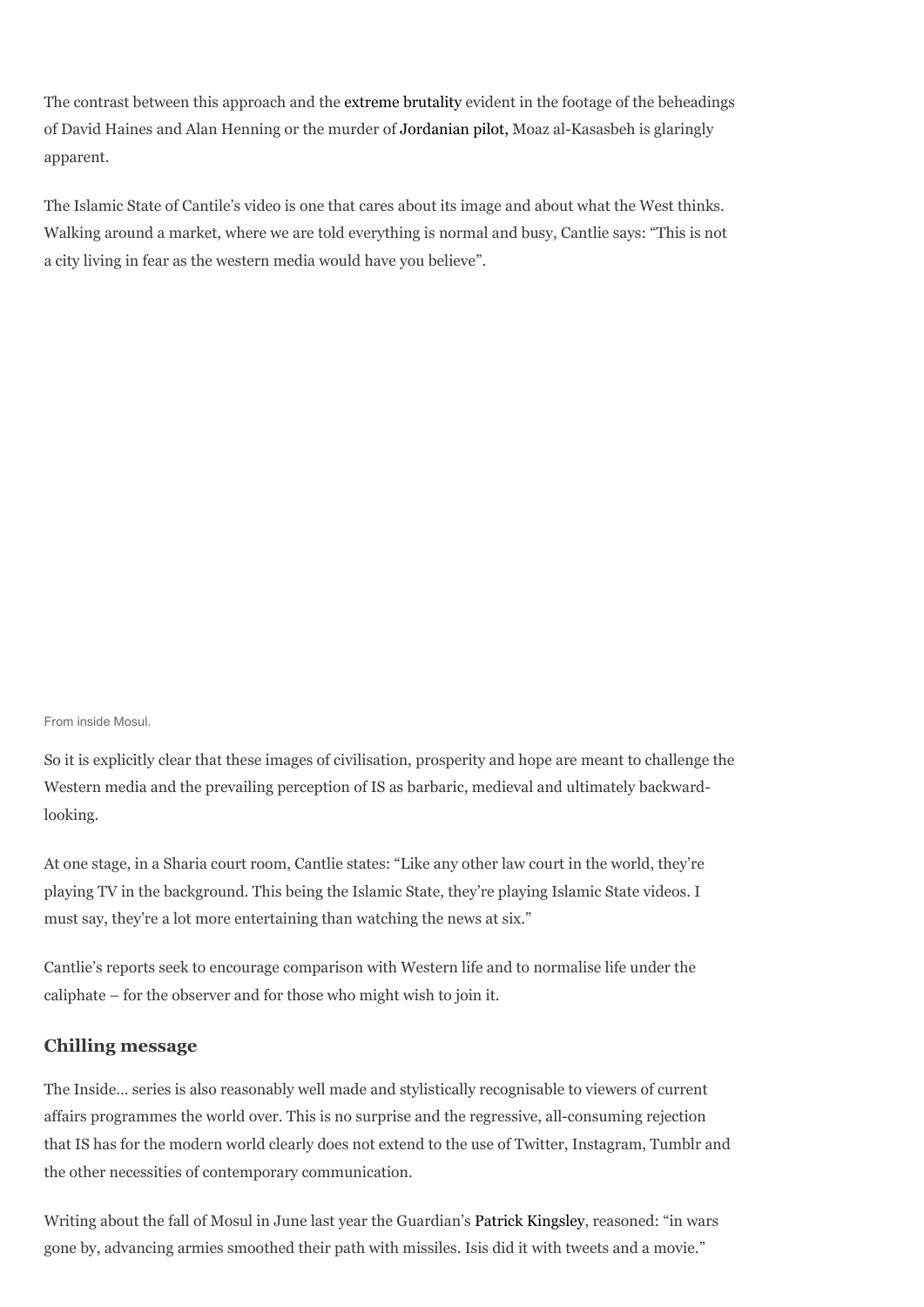The contrast between this approach and the extreme brutality evident in the footage of the beheadings of David Haines and Alan Henning or the murder of Jordanian pilot, Moaz al-Kasasbeh is glaringly apparent.

The Islamic State of Cantile's video is one that cares about its image and about what the West thinks. Walking around a market, where we are told everything is normal and busy, Cantlie says: "This is not a city living in fear as the western media would have you believe".

From inside Mosul.

So it is explicitly clear that these images of civilisation, prosperity and hope are meant to challenge the Western media and the prevailing perception of IS as barbaric, medieval and ultimately backward-looking.

At one stage, in a Sharia court room, Cantlie states: "Like any other law court in the world, they're playing TV in the background. This being the Islamic State, they're playing Islamic State videos. I must say, they're a lot more entertaining than watching the news at six."

Cantlie's reports seek to encourage comparison with Western life and to normalise life under the caliphate – for the observer and for those who might wish to join it.

## Chilling message

The Inside… series is also reasonably well made and stylistically recognisable to viewers of current affairs programmes the world over. This is no surprise and the regressive, all-consuming rejection that IS has for the modern world clearly does not extend to the use of Twitter, Instagram, Tumblr and the other necessities of contemporary communication.

Writing about the fall of Mosul in June last year the Guardian's Patrick Kingsley, reasoned: "in wars gone by, advancing armies smoothed their path with missiles. Isis did it with tweets and a movie."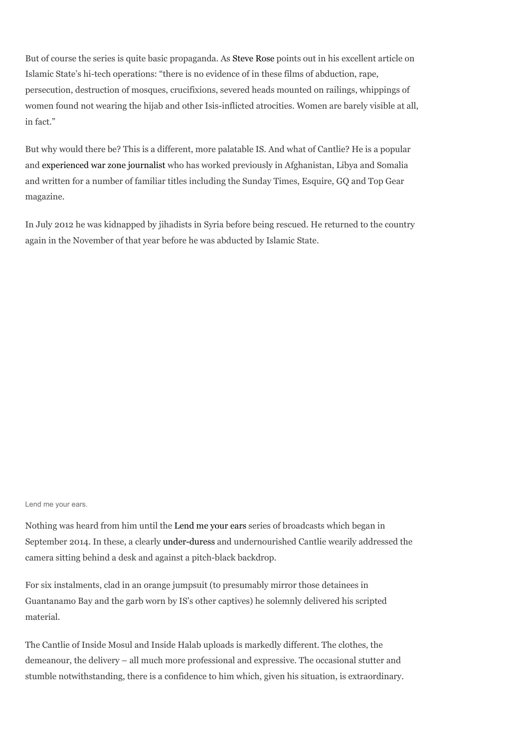But of course the series is quite basic propaganda. As Steve Rose points out in his excellent article on Islamic State's hi-tech operations: "there is no evidence of in these films of abduction, rape, persecution, destruction of mosques, crucifixions, severed heads mounted on railings, whippings of women found not wearing the hijab and other Isis-inflicted atrocities. Women are barely visible at all, in fact."

But why would there be? This is a different, more palatable IS. And what of Cantlie? He is a popular and experienced war zone journalist who has worked previously in Afghanistan, Libya and Somalia and written for a number of familiar titles including the Sunday Times, Esquire, GQ and Top Gear magazine.

In July 2012 he was kidnapped by jihadists in Syria before being rescued. He returned to the country again in the November of that year before he was abducted by Islamic State.

Lend me your ears.

Nothing was heard from him until the Lend me your ears series of broadcasts which began in September 2014. In these, a clearly under-duress and undernourished Cantlie wearily addressed the camera sitting behind a desk and against a pitch-black backdrop.

For six instalments, clad in an orange jumpsuit (to presumably mirror those detainees in Guantanamo Bay and the garb worn by IS's other captives) he solemnly delivered his scripted material.

The Cantlie of Inside Mosul and Inside Halab uploads is markedly different. The clothes, the demeanour, the delivery – all much more professional and expressive. The occasional stutter and stumble notwithstanding, there is a confidence to him which, given his situation, is extraordinary.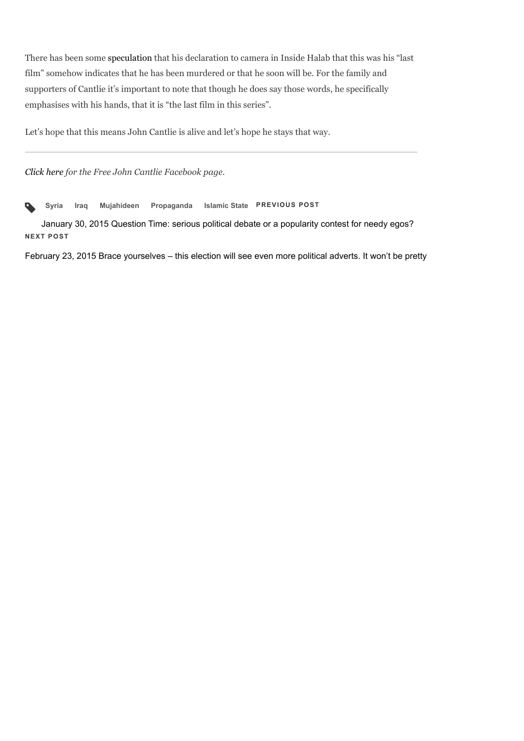There has been some speculation that his declaration to camera in Inside Halab that this was his "last film" somehow indicates that he has been murdered or that he soon will be. For the family and supporters of Cantlie it's important to note that though he does say those words, he specifically emphasises with his hands, that it is "the last film in this series".

Let's hope that this means John Cantlie is alive and let's hope he stays that way.

---

*Click here for the Free John Cantlie Facebook page.*

**Syria** **Iraq** **Mujahideen** **Propaganda** **Islamic State**

**PREVIOUS POST**

January 30, 2015 Question Time: serious political debate or a popularity contest for needy egos?

**NEXT POST**

February 23, 2015 Brace yourselves – this election will see even more political adverts. It won't be pretty